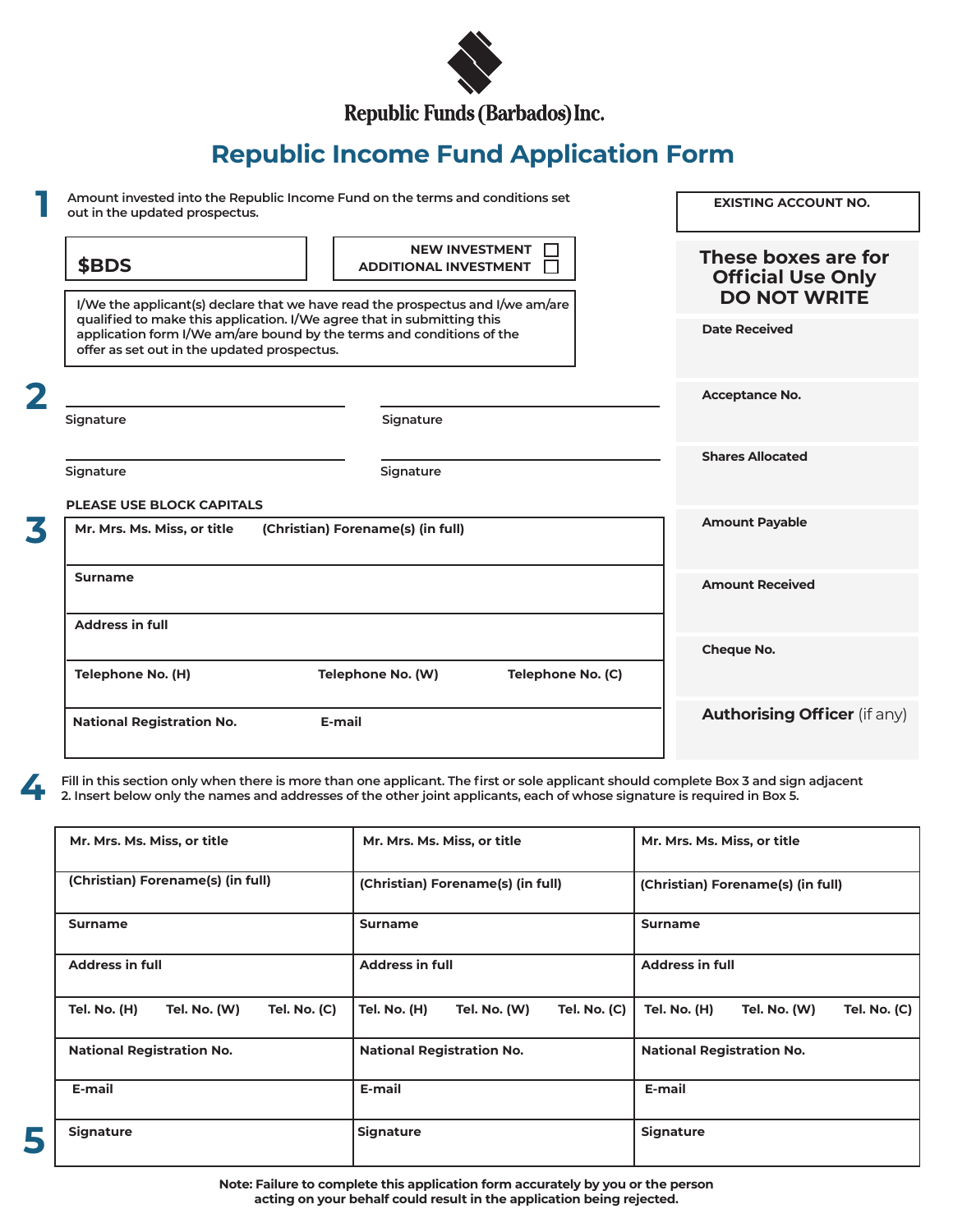Republic Funds (Barbados) Inc.

# Republic Income Fund Application Form

**1** Amount invested into the Republic Income Fund on the terms and conditions set out in the updated prospectus.

| **$BDS** | **NEW INVESTMENT** ☐ **ADDITIONAL INVESTMENT** ☐ |
|---|---|

I/We the applicant(s) declare that we have read the prospectus and I/we am/are qualified to make this application. I/We agree that in submitting this application form I/We am/are bound by the terms and conditions of the offer as set out in the updated prospectus.

**2**

Signature ______________________ Signature ______________________

Signature ______________________ Signature ______________________

**PLEASE USE BLOCK CAPITALS**

**3**

| **Mr. Mrs. Ms. Miss, or title** | **(Christian) Forename(s) (in full)** | |
|---|---|---|
| **Surname** | | |
| **Address in full** | | |
| **Telephone No. (H)** | **Telephone No. (W)** | **Telephone No. (C)** |
| **National Registration No.** | **E-mail** | |

| **EXISTING ACCOUNT NO.** |
|---|
| |

**These boxes are for Official Use Only DO NOT WRITE**

| |
|---|
| **Date Received** |
| **Acceptance No.** |
| **Shares Allocated** |
| **Amount Payable** |
| **Amount Received** |
| **Cheque No.** |
| **Authorising Officer** (if any) |

**4** Fill in this section only when there is more than one applicant. The first or sole applicant should complete Box 3 and sign adjacent 2. Insert below only the names and addresses of the other joint applicants, each of whose signature is required in Box 5.

| | | |
|---|---|---|
| **Mr. Mrs. Ms. Miss, or title** | **Mr. Mrs. Ms. Miss, or title** | **Mr. Mrs. Ms. Miss, or title** |
| **(Christian) Forename(s) (in full)** | **(Christian) Forename(s) (in full)** | **(Christian) Forename(s) (in full)** |
| **Surname** | **Surname** | **Surname** |
| **Address in full** | **Address in full** | **Address in full** |
| **Tel. No. (H) Tel. No. (W) Tel. No. (C)** | **Tel. No. (H) Tel. No. (W) Tel. No. (C)** | **Tel. No. (H) Tel. No. (W) Tel. No. (C)** |
| **National Registration No.** | **National Registration No.** | **National Registration No.** |
| **E-mail** | **E-mail** | **E-mail** |
| **5** **Signature** | **Signature** | **Signature** |

**Note: Failure to complete this application form accurately by you or the person acting on your behalf could result in the application being rejected.**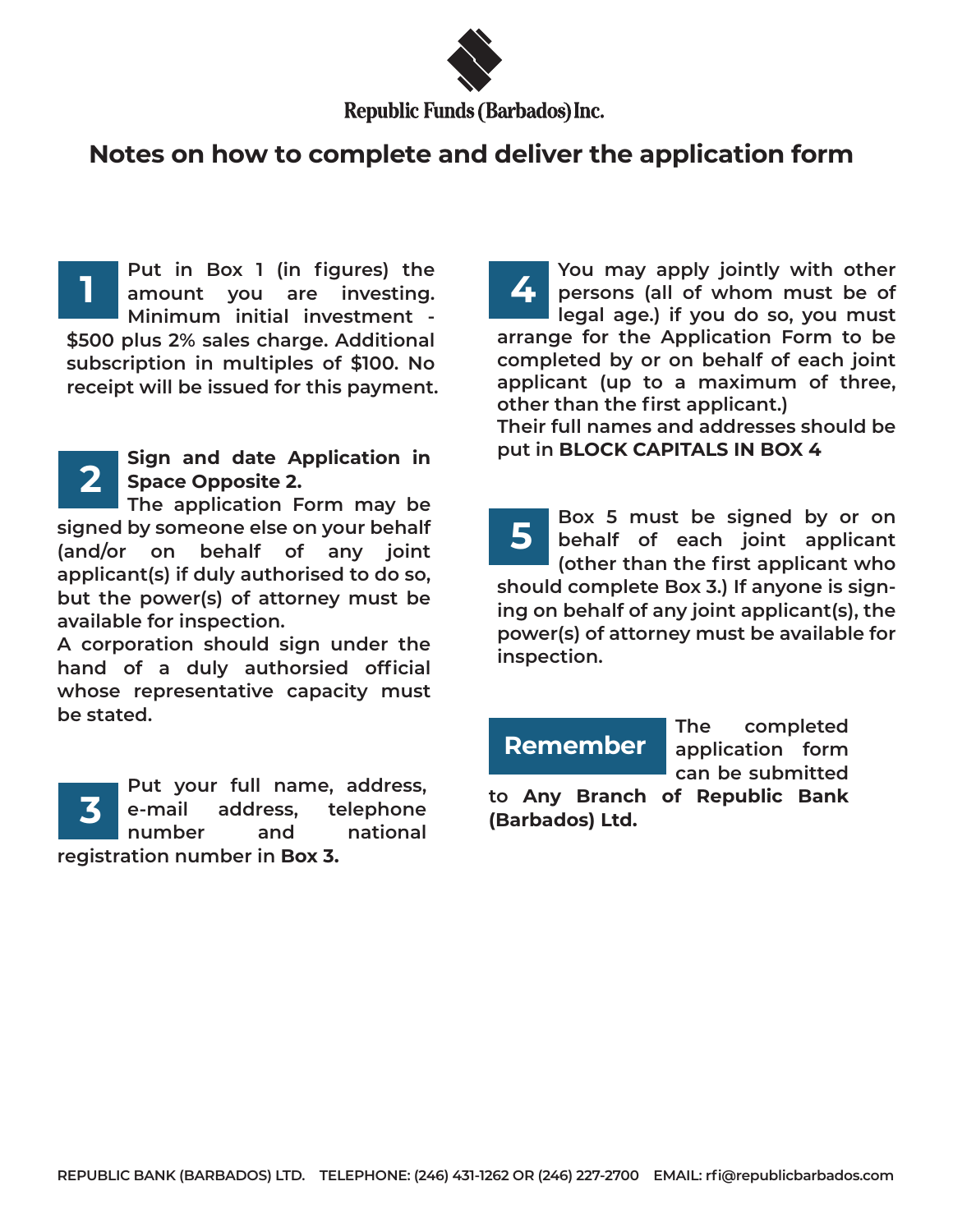Republic Funds (Barbados) Inc.

# Notes on how to complete and deliver the application form

**1** Put in Box 1 (in figures) the amount you are investing. Minimum initial investment - $500 plus 2% sales charge. Additional subscription in multiples of $100. No receipt will be issued for this payment.

**2** **Sign and date Application in Space Opposite 2.**
The application Form may be signed by someone else on your behalf (and/or on behalf of any joint applicant(s) if duly authorised to do so, but the power(s) of attorney must be available for inspection.
A corporation should sign under the hand of a duly authorsied official whose representative capacity must be stated.

**3** Put your full name, address, e-mail address, telephone number and national registration number in **Box 3.**

**4** You may apply jointly with other persons (all of whom must be of legal age.) if you do so, you must arrange for the Application Form to be completed by or on behalf of each joint applicant (up to a maximum of three, other than the first applicant.)
Their full names and addresses should be put in **BLOCK CAPITALS IN BOX 4**

**5** Box 5 must be signed by or on behalf of each joint applicant (other than the first applicant who should complete Box 3.) If anyone is signing on behalf of any joint applicant(s), the power(s) of attorney must be available for inspection.

**Remember** The completed application form can be submitted to **Any Branch of Republic Bank (Barbados) Ltd.**

REPUBLIC BANK (BARBADOS) LTD. TELEPHONE: (246) 431-1262 OR (246) 227-2700 EMAIL: rfi@republicbarbados.com